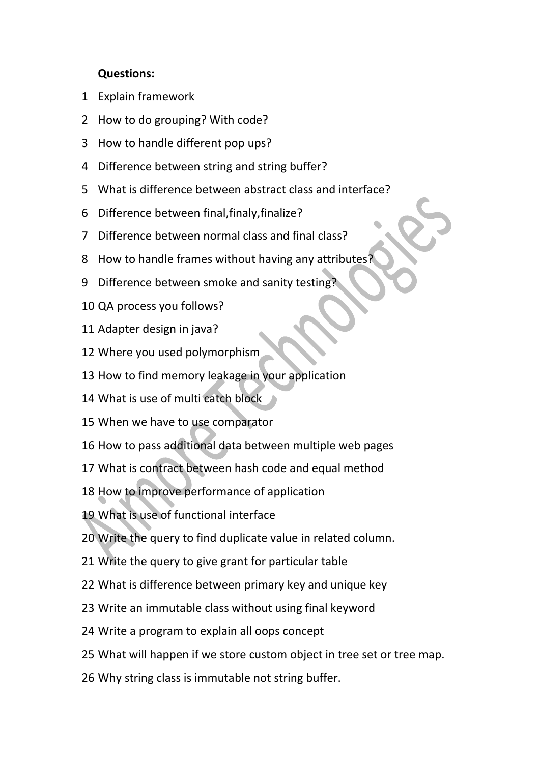**Questions:**

1 Explain framework

2 How to do grouping? With code?

3 How to handle different pop ups?

4 Difference between string and string buffer?

5 What is difference between abstract class and interface?

6 Difference between final,finaly,finalize?

7 Difference between normal class and final class?

8 How to handle frames without having any attributes?

9 Difference between smoke and sanity testing?

10 QA process you follows?

11 Adapter design in java?

12 Where you used polymorphism

13 How to find memory leakage in your application

14 What is use of multi catch block

15 When we have to use comparator

16 How to pass additional data between multiple web pages

17 What is contract between hash code and equal method

18 How to improve performance of application

19 What is use of functional interface

20 Write the query to find duplicate value in related column.

21 Write the query to give grant for particular table

22 What is difference between primary key and unique key

23 Write an immutable class without using final keyword

24 Write a program to explain all oops concept

25 What will happen if we store custom object in tree set or tree map.

26 Why string class is immutable not string buffer.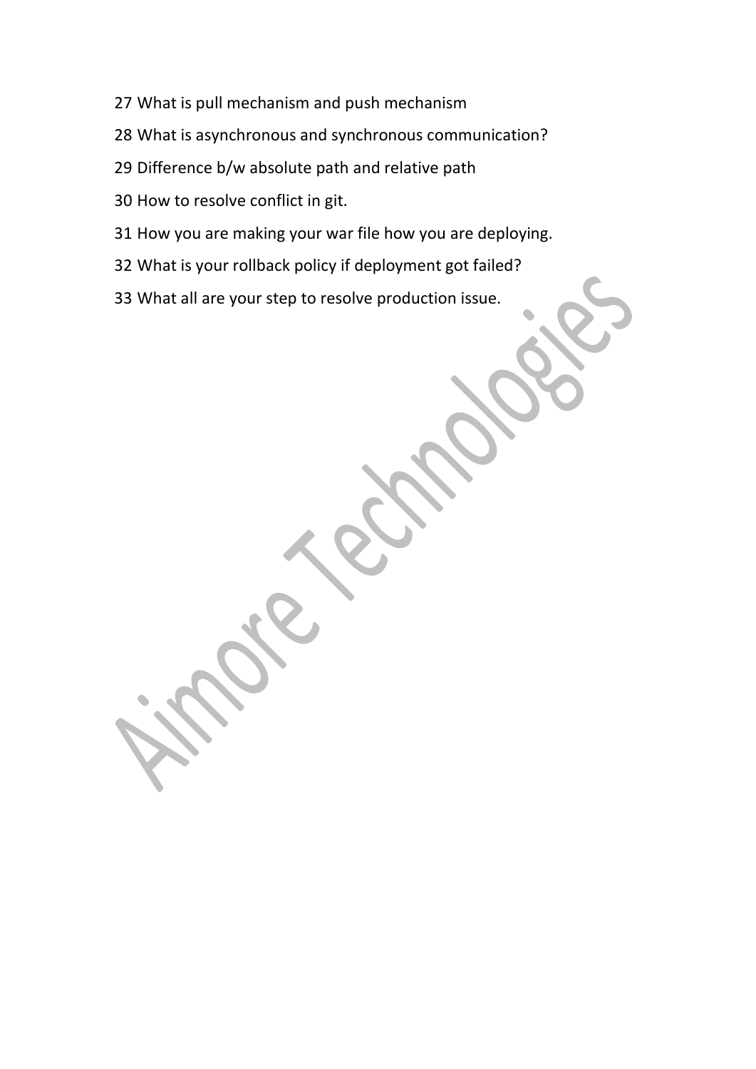27 What is pull mechanism and push mechanism

28 What is asynchronous and synchronous communication?

29 Difference b/w absolute path and relative path

30 How to resolve conflict in git.

31 How you are making your war file how you are deploying.

32 What is your rollback policy if deployment got failed?

33 What all are your step to resolve production issue.